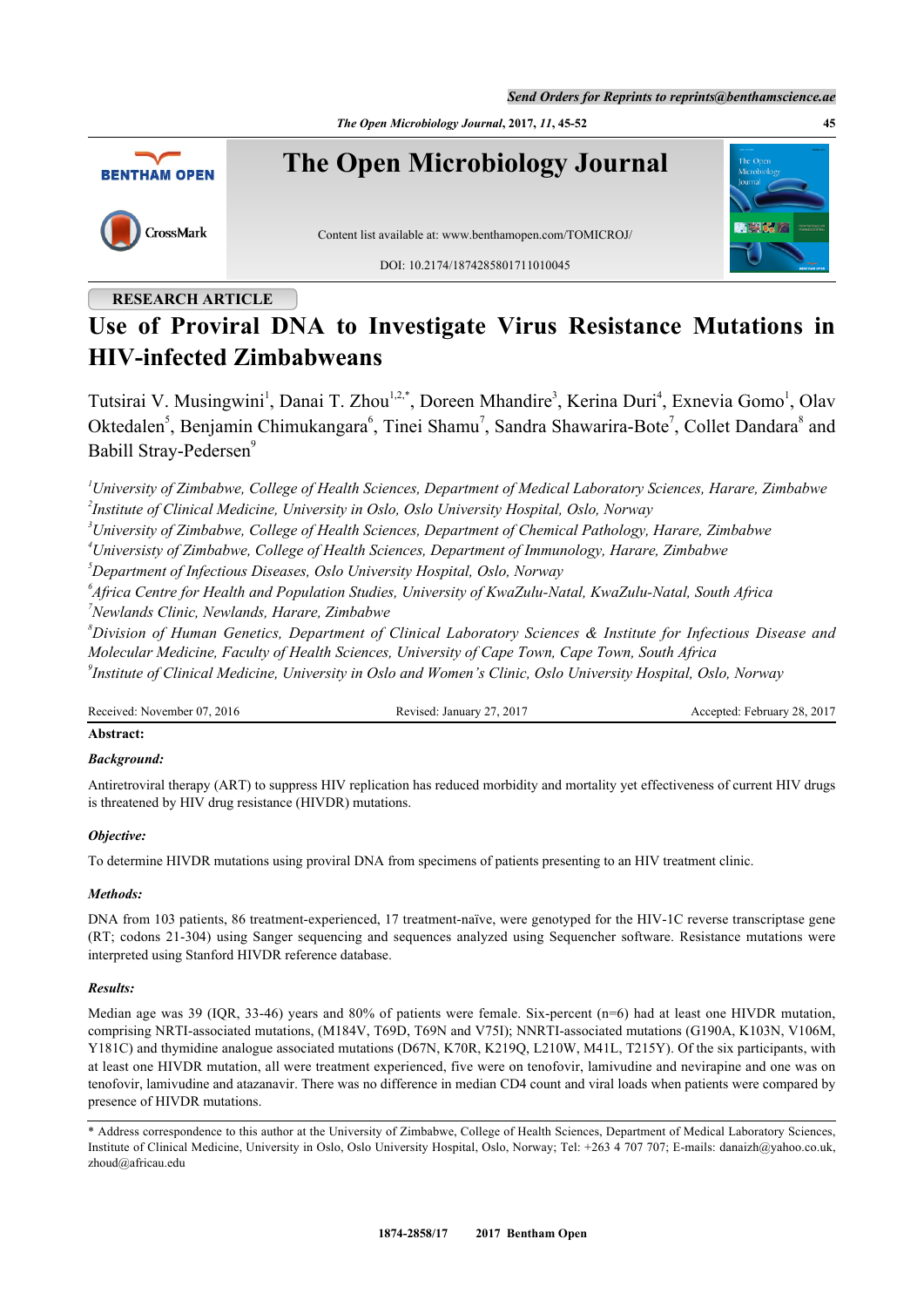RESEARCH ARTICLE

# Use of Proviral DNA to Investigate Virus Resistance Mutations in HIV-infected Zimbabweans

Tutsirai V. Musingwini[1], Danai T. Zhou[1,2,*], Doreen Mhandire[3], Kerina Duri[4], Exnevia Gomo[1], Olav Oktedalen[5], Benjamin Chimukangara[6], Tinei Shamu[7], Sandra Shawarira-Bote[7], Collet Dandara[8] and Babill Stray-Pedersen[9]

[1]University of Zimbabwe, College of Health Sciences, Department of Medical Laboratory Sciences, Harare, Zimbabwe
[2]Institute of Clinical Medicine, University in Oslo, Oslo University Hospital, Oslo, Norway
[3]University of Zimbabwe, College of Health Sciences, Department of Chemical Pathology, Harare, Zimbabwe
[4]Univerissty of Zimbabwe, College of Health Sciences, Department of Immunology, Harare, Zimbabwe
[5]Department of Infectious Diseases, Oslo University Hospital, Oslo, Norway
[6]Africa Centre for Health and Population Studies, University of KwaZulu-Natal, KwaZulu-Natal, South Africa
[7]Newlands Clinic, Newlands, Harare, Zimbabwe
[8]Division of Human Genetics, Department of Clinical Laboratory Sciences & Institute for Infectious Disease and Molecular Medicine, Faculty of Health Sciences, University of Cape Town, Cape Town, South Africa
[9]Institute of Clinical Medicine, University in Oslo and Women's Clinic, Oslo University Hospital, Oslo, Norway

Received: November 07, 2016 Revised: January 27, 2017 Accepted: February 28, 2017

## Abstract:

### *Background:*

Antiretroviral therapy (ART) to suppress HIV replication has reduced morbidity and mortality yet effectiveness of current HIV drugs is threatened by HIV drug resistance (HIVDR) mutations.

### *Objective:*

To determine HIVDR mutations using proviral DNA from specimens of patients presenting to an HIV treatment clinic.

### *Methods:*

DNA from 103 patients, 86 treatment-experienced, 17 treatment-naïve, were genotyped for the HIV-1C reverse transcriptase gene (RT; codons 21-304) using Sanger sequencing and sequences analyzed using Sequencher software. Resistance mutations were interpreted using Stanford HIVDR reference database.

### *Results:*

Median age was 39 (IQR, 33-46) years and 80% of patients were female. Six-percent (n=6) had at least one HIVDR mutation, comprising NRTI-associated mutations, (M184V, T69D, T69N and V75I); NNRTI-associated mutations (G190A, K103N, V106M, Y181C) and thymidine analogue associated mutations (D67N, K70R, K219Q, L210W, M41L, T215Y). Of the six participants, with at least one HIVDR mutation, all were treatment experienced, five were on tenofovir, lamivudine and nevirapine and one was on tenofovir, lamivudine and atazanavir. There was no difference in median CD4 count and viral loads when patients were compared by presence of HIVDR mutations.

* Address correspondence to this author at the University of Zimbabwe, College of Health Sciences, Department of Medical Laboratory Sciences, Institute of Clinical Medicine, University in Oslo, Oslo University Hospital, Oslo, Norway; Tel: +263 4 707 707; E-mails: danaizh@yahoo.co.uk, zhoud@africau.edu

1874-2858/17 2017 Bentham Open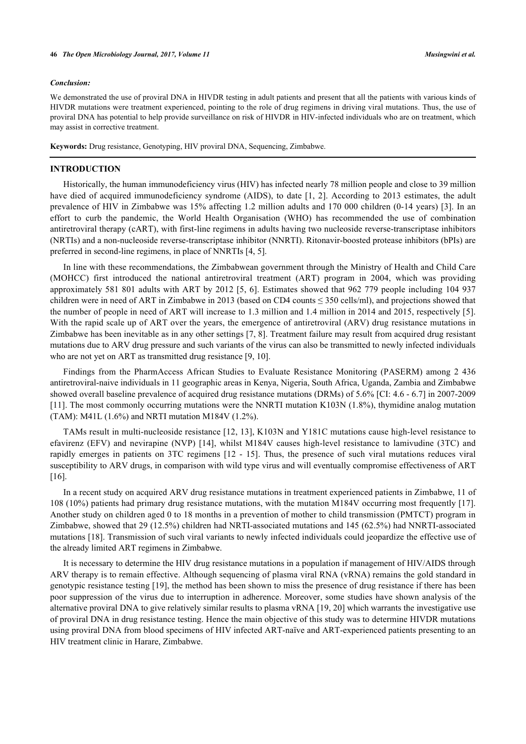*Conclusion:*

We demonstrated the use of proviral DNA in HIVDR testing in adult patients and present that all the patients with various kinds of HIVDR mutations were treatment experienced, pointing to the role of drug regimens in driving viral mutations. Thus, the use of proviral DNA has potential to help provide surveillance on risk of HIVDR in HIV-infected individuals who are on treatment, which may assist in corrective treatment.

**Keywords:** Drug resistance, Genotyping, HIV proviral DNA, Sequencing, Zimbabwe.

## INTRODUCTION

Historically, the human immunodeficiency virus (HIV) has infected nearly 78 million people and close to 39 million have died of acquired immunodeficiency syndrome (AIDS), to date [1, 2]. According to 2013 estimates, the adult prevalence of HIV in Zimbabwe was 15% affecting 1.2 million adults and 170 000 children (0-14 years) [3]. In an effort to curb the pandemic, the World Health Organisation (WHO) has recommended the use of combination antiretroviral therapy (cART), with first-line regimens in adults having two nucleoside reverse-transcriptase inhibitors (NRTIs) and a non-nucleoside reverse-transcriptase inhibitor (NNRTI). Ritonavir-boosted protease inhibitors (bPIs) are preferred in second-line regimens, in place of NNRTIs [4, 5].

In line with these recommendations, the Zimbabwean government through the Ministry of Health and Child Care (MOHCC) first introduced the national antiretroviral treatment (ART) program in 2004, which was providing approximately 581 801 adults with ART by 2012 [5, 6]. Estimates showed that 962 779 people including 104 937 children were in need of ART in Zimbabwe in 2013 (based on CD4 counts ≤ 350 cells/ml), and projections showed that the number of people in need of ART will increase to 1.3 million and 1.4 million in 2014 and 2015, respectively [5]. With the rapid scale up of ART over the years, the emergence of antiretroviral (ARV) drug resistance mutations in Zimbabwe has been inevitable as in any other settings [7, 8]. Treatment failure may result from acquired drug resistant mutations due to ARV drug pressure and such variants of the virus can also be transmitted to newly infected individuals who are not yet on ART as transmitted drug resistance [9, 10].

Findings from the PharmAccess African Studies to Evaluate Resistance Monitoring (PASERM) among 2 436 antiretroviral-naive individuals in 11 geographic areas in Kenya, Nigeria, South Africa, Uganda, Zambia and Zimbabwe showed overall baseline prevalence of acquired drug resistance mutations (DRMs) of 5.6% [CI: 4.6 - 6.7] in 2007-2009 [11]. The most commonly occurring mutations were the NNRTI mutation K103N (1.8%), thymidine analog mutation (TAM): M41L (1.6%) and NRTI mutation M184V (1.2%).

TAMs result in multi-nucleoside resistance [12, 13], K103N and Y181C mutations cause high-level resistance to efavirenz (EFV) and nevirapine (NVP) [14], whilst M184V causes high-level resistance to lamivudine (3TC) and rapidly emerges in patients on 3TC regimens [12 - 15]. Thus, the presence of such viral mutations reduces viral susceptibility to ARV drugs, in comparison with wild type virus and will eventually compromise effectiveness of ART [16].

In a recent study on acquired ARV drug resistance mutations in treatment experienced patients in Zimbabwe, 11 of 108 (10%) patients had primary drug resistance mutations, with the mutation M184V occurring most frequently [17]. Another study on children aged 0 to 18 months in a prevention of mother to child transmission (PMTCT) program in Zimbabwe, showed that 29 (12.5%) children had NRTI-associated mutations and 145 (62.5%) had NNRTI-associated mutations [18]. Transmission of such viral variants to newly infected individuals could jeopardize the effective use of the already limited ART regimens in Zimbabwe.

It is necessary to determine the HIV drug resistance mutations in a population if management of HIV/AIDS through ARV therapy is to remain effective. Although sequencing of plasma viral RNA (vRNA) remains the gold standard in genotypic resistance testing [19], the method has been shown to miss the presence of drug resistance if there has been poor suppression of the virus due to interruption in adherence. Moreover, some studies have shown analysis of the alternative proviral DNA to give relatively similar results to plasma vRNA [19, 20] which warrants the investigative use of proviral DNA in drug resistance testing. Hence the main objective of this study was to determine HIVDR mutations using proviral DNA from blood specimens of HIV infected ART-naïve and ART-experienced patients presenting to an HIV treatment clinic in Harare, Zimbabwe.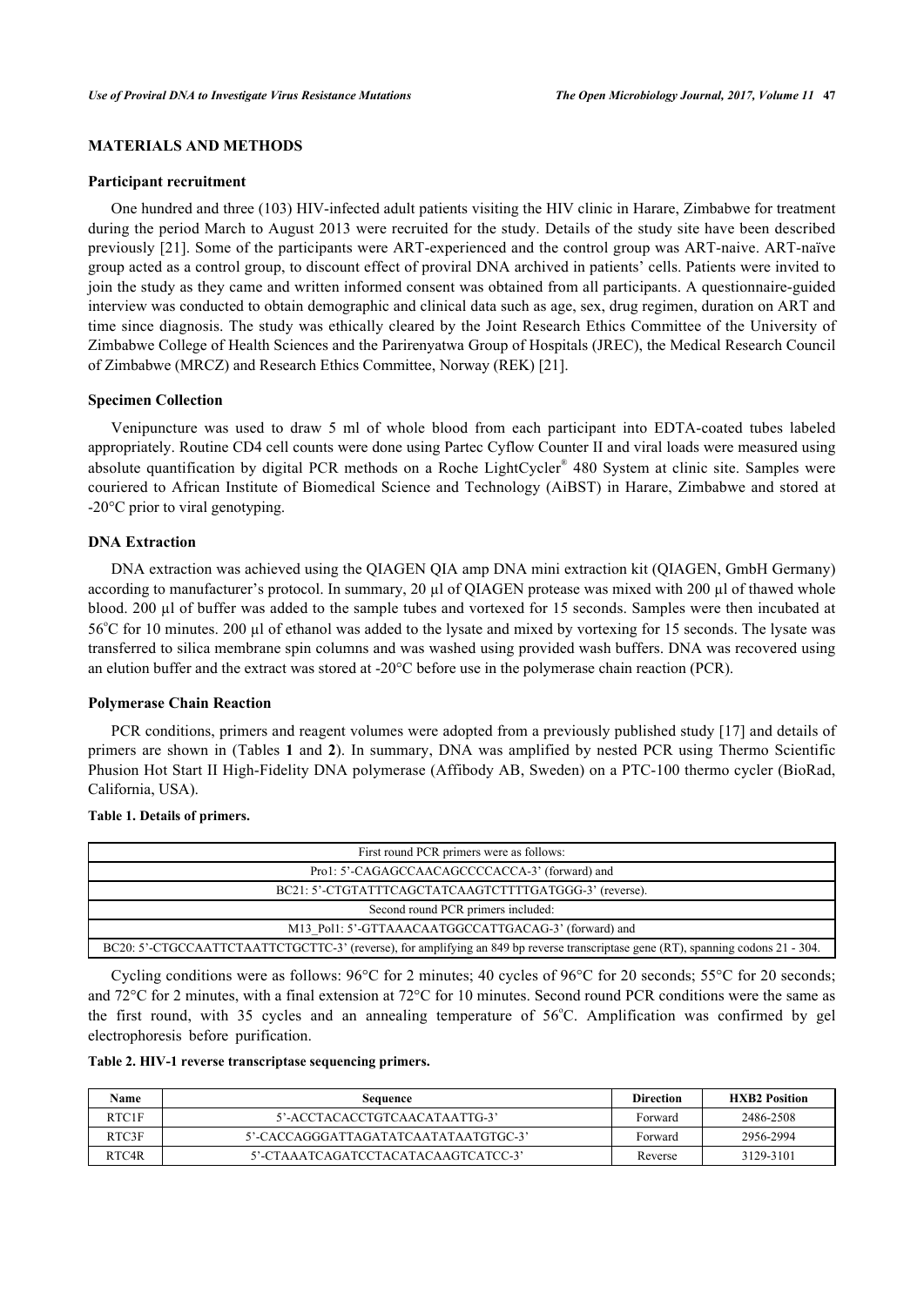## MATERIALS AND METHODS

### Participant recruitment

One hundred and three (103) HIV-infected adult patients visiting the HIV clinic in Harare, Zimbabwe for treatment during the period March to August 2013 were recruited for the study. Details of the study site have been described previously [21]. Some of the participants were ART-experienced and the control group was ART-naive. ART-naïve group acted as a control group, to discount effect of proviral DNA archived in patients' cells. Patients were invited to join the study as they came and written informed consent was obtained from all participants. A questionnaire-guided interview was conducted to obtain demographic and clinical data such as age, sex, drug regimen, duration on ART and time since diagnosis. The study was ethically cleared by the Joint Research Ethics Committee of the University of Zimbabwe College of Health Sciences and the Parirenyatwa Group of Hospitals (JREC), the Medical Research Council of Zimbabwe (MRCZ) and Research Ethics Committee, Norway (REK) [21].

### Specimen Collection

Venipuncture was used to draw 5 ml of whole blood from each participant into EDTA-coated tubes labeled appropriately. Routine CD4 cell counts were done using Partec Cyflow Counter II and viral loads were measured using absolute quantification by digital PCR methods on a Roche LightCycler® 480 System at clinic site. Samples were couriered to African Institute of Biomedical Science and Technology (AiBST) in Harare, Zimbabwe and stored at -20°C prior to viral genotyping.

### DNA Extraction

DNA extraction was achieved using the QIAGEN QIA amp DNA mini extraction kit (QIAGEN, GmbH Germany) according to manufacturer's protocol. In summary, 20 µl of QIAGEN protease was mixed with 200 µl of thawed whole blood. 200 µl of buffer was added to the sample tubes and vortexed for 15 seconds. Samples were then incubated at 56°C for 10 minutes. 200 µl of ethanol was added to the lysate and mixed by vortexing for 15 seconds. The lysate was transferred to silica membrane spin columns and was washed using provided wash buffers. DNA was recovered using an elution buffer and the extract was stored at -20°C before use in the polymerase chain reaction (PCR).

### Polymerase Chain Reaction

PCR conditions, primers and reagent volumes were adopted from a previously published study [17] and details of primers are shown in (Tables **1** and **2**). In summary, DNA was amplified by nested PCR using Thermo Scientific Phusion Hot Start II High-Fidelity DNA polymerase (Affibody AB, Sweden) on a PTC-100 thermo cycler (BioRad, California, USA).

**Table 1. Details of primers.**

| |
|---|
| First round PCR primers were as follows: |
| Pro1: 5'-CAGAGCCAACAGCCCCACCA-3' (forward) and |
| BC21: 5'-CTGTATTTCAGCTATCAAGTCTTTTGATGGG-3' (reverse). |
| Second round PCR primers included: |
| M13_Pol1: 5'-GTTAAACAATGGCCATTGACAG-3' (forward) and |
| BC20: 5'-CTGCCAATTCTAATTCTGCTTC-3' (reverse), for amplifying an 849 bp reverse transcriptase gene (RT), spanning codons 21 - 304. |

Cycling conditions were as follows: 96°C for 2 minutes; 40 cycles of 96°C for 20 seconds; 55°C for 20 seconds; and 72°C for 2 minutes, with a final extension at 72°C for 10 minutes. Second round PCR conditions were the same as the first round, with 35 cycles and an annealing temperature of 56°C. Amplification was confirmed by gel electrophoresis before purification.

**Table 2. HIV-1 reverse transcriptase sequencing primers.**

| Name | Sequence | Direction | HXB2 Position |
|---|---|---|---|
| RTC1F | 5'-ACCTACACCTGTCAACATAATTG-3' | Forward | 2486-2508 |
| RTC3F | 5'-CACCAGGGATTAGATATCAATATAATGTGC-3' | Forward | 2956-2994 |
| RTC4R | 5'-CTAAATCAGATCCTACATACAAGTCATCC-3' | Reverse | 3129-3101 |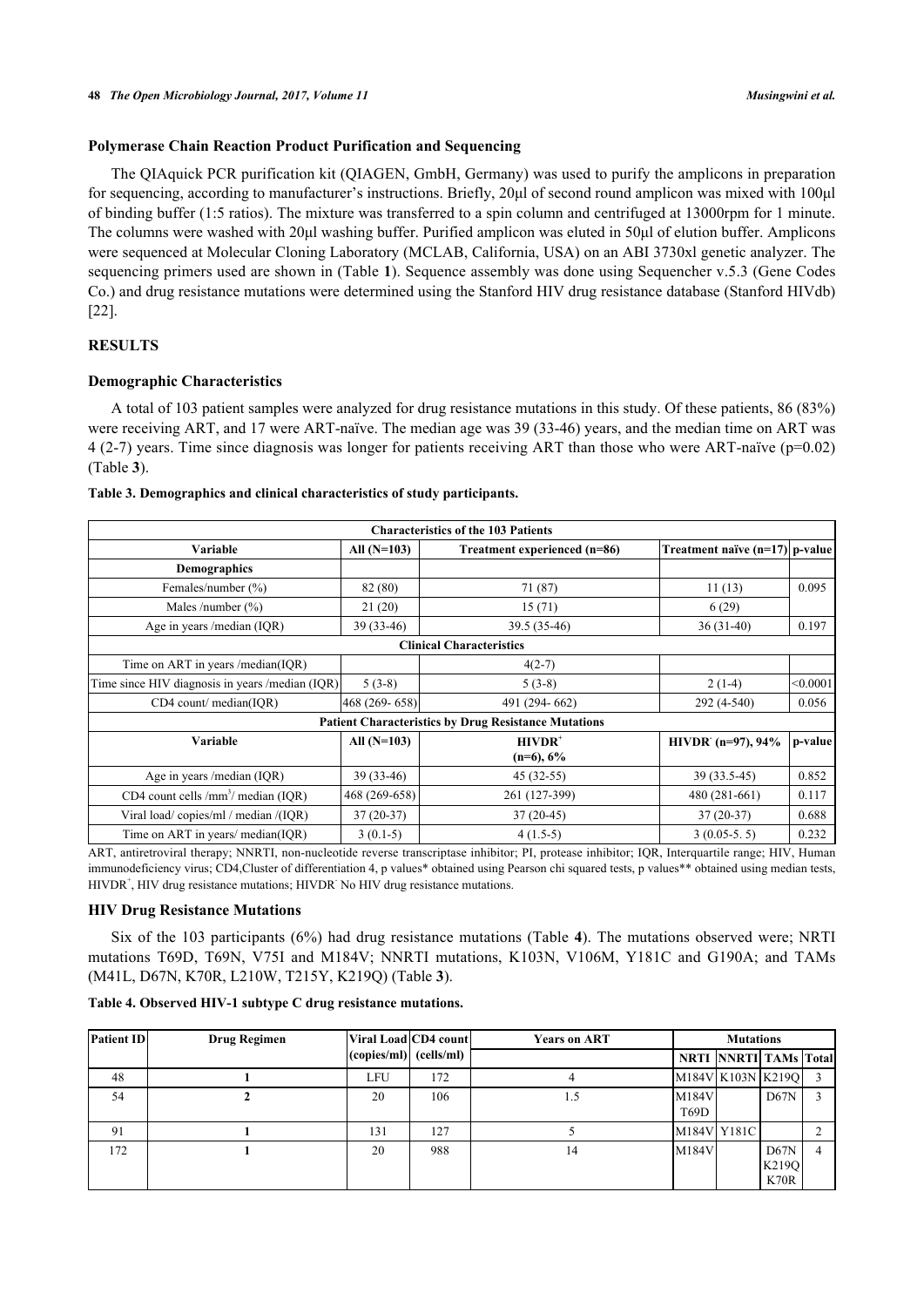### Polymerase Chain Reaction Product Purification and Sequencing

The QIAquick PCR purification kit (QIAGEN, GmbH, Germany) was used to purify the amplicons in preparation for sequencing, according to manufacturer's instructions. Briefly, 20µl of second round amplicon was mixed with 100µl of binding buffer (1:5 ratios). The mixture was transferred to a spin column and centrifuged at 13000rpm for 1 minute. The columns were washed with 20µl washing buffer. Purified amplicon was eluted in 50µl of elution buffer. Amplicons were sequenced at Molecular Cloning Laboratory (MCLAB, California, USA) on an ABI 3730xl genetic analyzer. The sequencing primers used are shown in (Table **1**). Sequence assembly was done using Sequencher v.5.3 (Gene Codes Co.) and drug resistance mutations were determined using the Stanford HIV drug resistance database (Stanford HIVdb) [22].

## RESULTS

### Demographic Characteristics

A total of 103 patient samples were analyzed for drug resistance mutations in this study. Of these patients, 86 (83%) were receiving ART, and 17 were ART-naïve. The median age was 39 (33-46) years, and the median time on ART was 4 (2-7) years. Time since diagnosis was longer for patients receiving ART than those who were ART-naïve (p=0.02) (Table **3**).

**Table 3. Demographics and clinical characteristics of study participants.**

| Characteristics of the 103 Patients | | | | |
|---|---|---|---|---|
| **Variable** | **All (N=103)** | **Treatment experienced (n=86)** | **Treatment naïve (n=17)** | **p-value** |
| **Demographics** | | | | |
| Females/number (%) | 82 (80) | 71 (87) | 11 (13) | 0.095 |
| Males /number (%) | 21 (20) | 15 (71) | 6 (29) | |
| Age in years /median (IQR) | 39 (33-46) | 39.5 (35-46) | 36 (31-40) | 0.197 |
| **Clinical Characteristics** | | | | |
| Time on ART in years /median(IQR) | | 4(2-7) | | |
| Time since HIV diagnosis in years /median (IQR) | 5 (3-8) | 5 (3-8) | 2 (1-4) | <0.0001 |
| CD4 count/ median(IQR) | 468 (269- 658) | 491 (294- 662) | 292 (4-540) | 0.056 |
| **Patient Characteristics by Drug Resistance Mutations** | | | | |
| **Variable** | **All (N=103)** | **HIVDR$^+$ (n=6), 6%** | **HIVDR$^-$ (n=97), 94%** | **p-value** |
| Age in years /median (IQR) | 39 (33-46) | 45 (32-55) | 39 (33.5-45) | 0.852 |
| CD4 count cells /mm$^3$/ median (IQR) | 468 (269-658) | 261 (127-399) | 480 (281-661) | 0.117 |
| Viral load/ copies/ml / median /(IQR) | 37 (20-37) | 37 (20-45) | 37 (20-37) | 0.688 |
| Time on ART in years/ median(IQR) | 3 (0.1-5) | 4 (1.5-5) | 3 (0.05-5. 5) | 0.232 |

ART, antiretroviral therapy; NNRTI, non-nucleotide reverse transcriptase inhibitor; PI, protease inhibitor; IQR, Interquartile range; HIV, Human immunodeficiency virus; CD4,Cluster of differentiation 4, p values* obtained using Pearson chi squared tests, p values** obtained using median tests, HIVDR$^+$, HIV drug resistance mutations; HIVDR$^-$ No HIV drug resistance mutations.

### HIV Drug Resistance Mutations

Six of the 103 participants (6%) had drug resistance mutations (Table **4**). The mutations observed were; NRTI mutations T69D, T69N, V75I and M184V; NNRTI mutations, K103N, V106M, Y181C and G190A; and TAMs (M41L, D67N, K70R, L210W, T215Y, K219Q) (Table **3**).

**Table 4. Observed HIV-1 subtype C drug resistance mutations.**

| Patient ID | Drug Regimen | Viral Load (copies/ml) | CD4 count (cells/ml) | Years on ART | Mutations | | | |
|---|---|---|---|---|---|---|---|---|
| | | | | | NRTI | NNRTI | TAMs | Total |
| 48 | 1 | LFU | 172 | 4 | M184V | K103N | K219Q | 3 |
| 54 | 2 | 20 | 106 | 1.5 | M184V T69D | | D67N | 3 |
| 91 | 1 | 131 | 127 | 5 | M184V | Y181C | | 2 |
| 172 | 1 | 20 | 988 | 14 | M184V | | D67N K219Q K70R | 4 |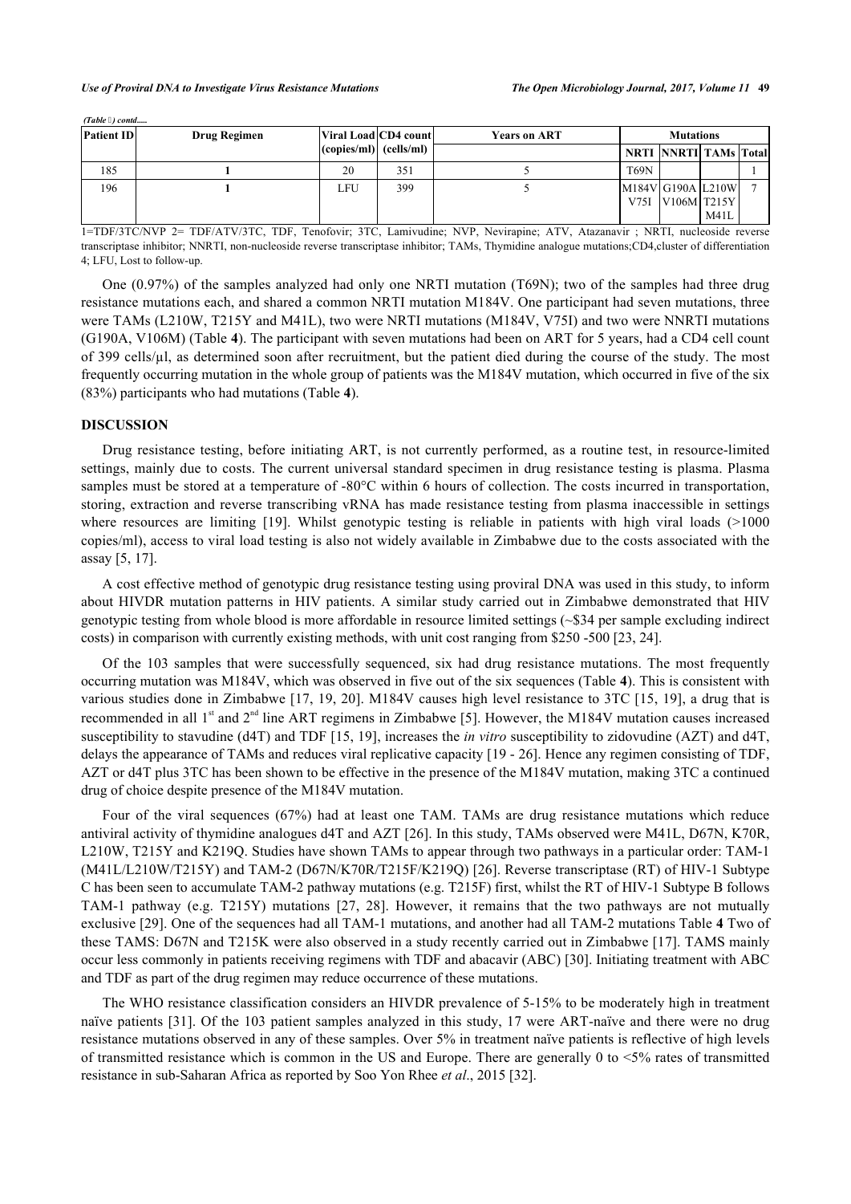*(Table 4) contd.....*

| Patient ID | Drug Regimen | Viral Load (copies/ml) | CD4 count (cells/ml) | Years on ART | Mutations | | | |
|---|---|---|---|---|---|---|---|---|
| | | | | | NRTI | NNRTI | TAMs | Total |
| 185 | 1 | 20 | 351 | 5 | T69N | | | 1 |
| 196 | 1 | LFU | 399 | 5 | M184V V75I | G190A V106M | L210W T215Y M41L | 7 |

1=TDF/3TC/NVP 2= TDF/ATV/3TC, TDF, Tenofovir; 3TC, Lamivudine; NVP, Nevirapine; ATV, Atazanavir ; NRTI, nucleoside reverse transcriptase inhibitor; NNRTI, non-nucleoside reverse transcriptase inhibitor; TAMs, Thymidine analogue mutations;CD4,cluster of differentiation 4; LFU, Lost to follow-up.

One (0.97%) of the samples analyzed had only one NRTI mutation (T69N); two of the samples had three drug resistance mutations each, and shared a common NRTI mutation M184V. One participant had seven mutations, three were TAMs (L210W, T215Y and M41L), two were NRTI mutations (M184V, V75I) and two were NNRTI mutations (G190A, V106M) (Table **4**). The participant with seven mutations had been on ART for 5 years, had a CD4 cell count of 399 cells/µl, as determined soon after recruitment, but the patient died during the course of the study. The most frequently occurring mutation in the whole group of patients was the M184V mutation, which occurred in five of the six (83%) participants who had mutations (Table **4**).

## DISCUSSION

Drug resistance testing, before initiating ART, is not currently performed, as a routine test, in resource-limited settings, mainly due to costs. The current universal standard specimen in drug resistance testing is plasma. Plasma samples must be stored at a temperature of -80°C within 6 hours of collection. The costs incurred in transportation, storing, extraction and reverse transcribing vRNA has made resistance testing from plasma inaccessible in settings where resources are limiting [19]. Whilst genotypic testing is reliable in patients with high viral loads (>1000 copies/ml), access to viral load testing is also not widely available in Zimbabwe due to the costs associated with the assay [5, 17].

A cost effective method of genotypic drug resistance testing using proviral DNA was used in this study, to inform about HIVDR mutation patterns in HIV patients. A similar study carried out in Zimbabwe demonstrated that HIV genotypic testing from whole blood is more affordable in resource limited settings (~\$34 per sample excluding indirect costs) in comparison with currently existing methods, with unit cost ranging from \$250 -500 [23, 24].

Of the 103 samples that were successfully sequenced, six had drug resistance mutations. The most frequently occurring mutation was M184V, which was observed in five out of the six sequences (Table **4**). This is consistent with various studies done in Zimbabwe [17, 19, 20]. M184V causes high level resistance to 3TC [15, 19], a drug that is recommended in all 1st and 2nd line ART regimens in Zimbabwe [5]. However, the M184V mutation causes increased susceptibility to stavudine (d4T) and TDF [15, 19], increases the *in vitro* susceptibility to zidovudine (AZT) and d4T, delays the appearance of TAMs and reduces viral replicative capacity [19 - 26]. Hence any regimen consisting of TDF, AZT or d4T plus 3TC has been shown to be effective in the presence of the M184V mutation, making 3TC a continued drug of choice despite presence of the M184V mutation.

Four of the viral sequences (67%) had at least one TAM. TAMs are drug resistance mutations which reduce antiviral activity of thymidine analogues d4T and AZT [26]. In this study, TAMs observed were M41L, D67N, K70R, L210W, T215Y and K219Q. Studies have shown TAMs to appear through two pathways in a particular order: TAM-1 (M41L/L210W/T215Y) and TAM-2 (D67N/K70R/T215F/K219Q) [26]. Reverse transcriptase (RT) of HIV-1 Subtype C has been seen to accumulate TAM-2 pathway mutations (e.g. T215F) first, whilst the RT of HIV-1 Subtype B follows TAM-1 pathway (e.g. T215Y) mutations [27, 28]. However, it remains that the two pathways are not mutually exclusive [29]. One of the sequences had all TAM-1 mutations, and another had all TAM-2 mutations Table **4** Two of these TAMS: D67N and T215K were also observed in a study recently carried out in Zimbabwe [17]. TAMS mainly occur less commonly in patients receiving regimens with TDF and abacavir (ABC) [30]. Initiating treatment with ABC and TDF as part of the drug regimen may reduce occurrence of these mutations.

The WHO resistance classification considers an HIVDR prevalence of 5-15% to be moderately high in treatment naïve patients [31]. Of the 103 patient samples analyzed in this study, 17 were ART-naïve and there were no drug resistance mutations observed in any of these samples. Over 5% in treatment naïve patients is reflective of high levels of transmitted resistance which is common in the US and Europe. There are generally 0 to <5% rates of transmitted resistance in sub-Saharan Africa as reported by Soo Yon Rhee *et al*., 2015 [32].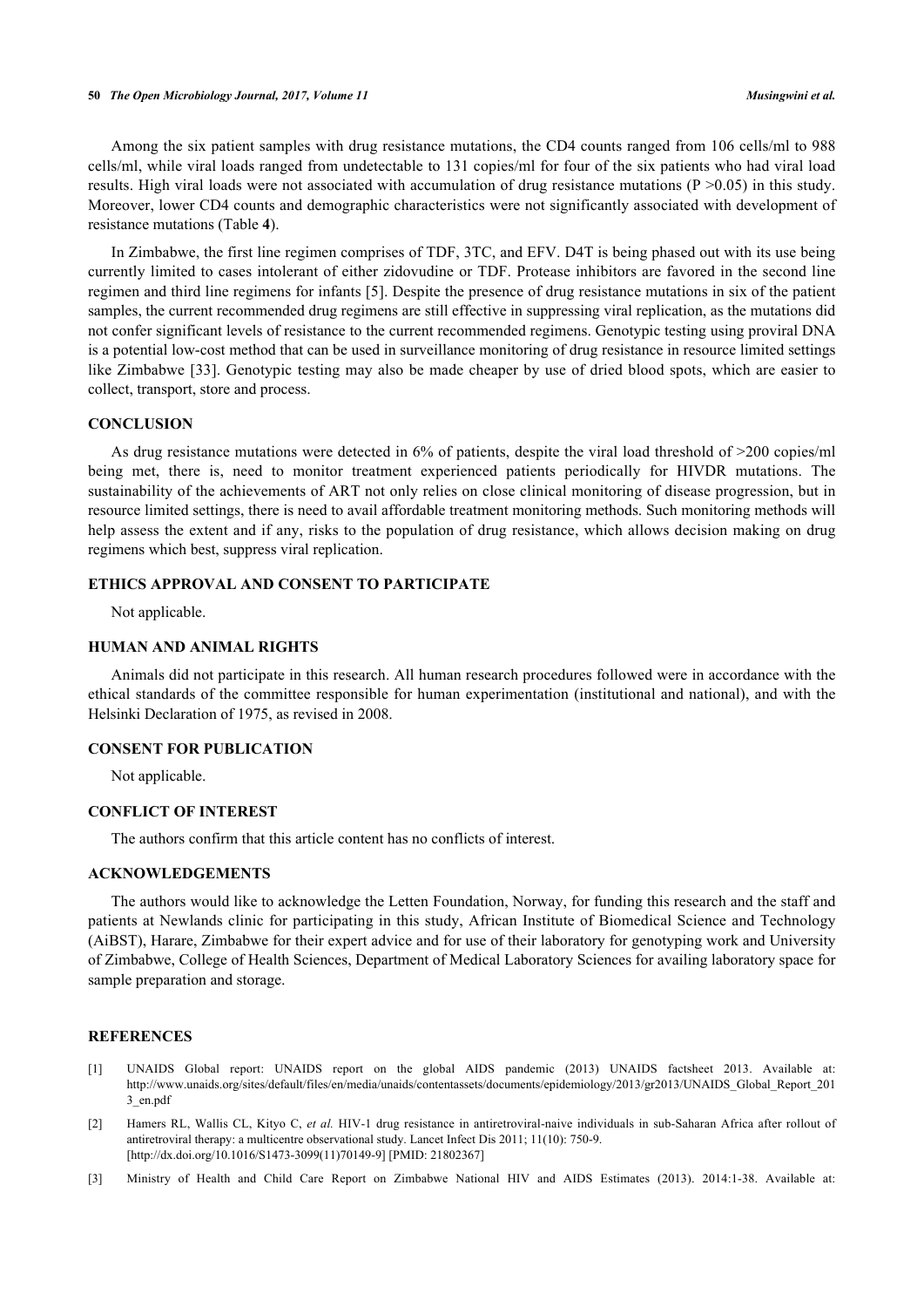Among the six patient samples with drug resistance mutations, the CD4 counts ranged from 106 cells/ml to 988 cells/ml, while viral loads ranged from undetectable to 131 copies/ml for four of the six patients who had viral load results. High viral loads were not associated with accumulation of drug resistance mutations ($P > 0.05$) in this study. Moreover, lower CD4 counts and demographic characteristics were not significantly associated with development of resistance mutations (Table **4**).

In Zimbabwe, the first line regimen comprises of TDF, 3TC, and EFV. D4T is being phased out with its use being currently limited to cases intolerant of either zidovudine or TDF. Protease inhibitors are favored in the second line regimen and third line regimens for infants [5]. Despite the presence of drug resistance mutations in six of the patient samples, the current recommended drug regimens are still effective in suppressing viral replication, as the mutations did not confer significant levels of resistance to the current recommended regimens. Genotypic testing using proviral DNA is a potential low-cost method that can be used in surveillance monitoring of drug resistance in resource limited settings like Zimbabwe [33]. Genotypic testing may also be made cheaper by use of dried blood spots, which are easier to collect, transport, store and process.

## CONCLUSION

As drug resistance mutations were detected in 6% of patients, despite the viral load threshold of >200 copies/ml being met, there is, need to monitor treatment experienced patients periodically for HIVDR mutations. The sustainability of the achievements of ART not only relies on close clinical monitoring of disease progression, but in resource limited settings, there is need to avail affordable treatment monitoring methods. Such monitoring methods will help assess the extent and if any, risks to the population of drug resistance, which allows decision making on drug regimens which best, suppress viral replication.

## ETHICS APPROVAL AND CONSENT TO PARTICIPATE

Not applicable.

## HUMAN AND ANIMAL RIGHTS

Animals did not participate in this research. All human research procedures followed were in accordance with the ethical standards of the committee responsible for human experimentation (institutional and national), and with the Helsinki Declaration of 1975, as revised in 2008.

## CONSENT FOR PUBLICATION

Not applicable.

## CONFLICT OF INTEREST

The authors confirm that this article content has no conflicts of interest.

## ACKNOWLEDGEMENTS

The authors would like to acknowledge the Letten Foundation, Norway, for funding this research and the staff and patients at Newlands clinic for participating in this study, African Institute of Biomedical Science and Technology (AiBST), Harare, Zimbabwe for their expert advice and for use of their laboratory for genotyping work and University of Zimbabwe, College of Health Sciences, Department of Medical Laboratory Sciences for availing laboratory space for sample preparation and storage.

## REFERENCES

[1] UNAIDS Global report: UNAIDS report on the global AIDS pandemic (2013) UNAIDS factsheet 2013. Available at: http://www.unaids.org/sites/default/files/en/media/unaids/contentassets/documents/epidemiology/2013/gr2013/UNAIDS_Global_Report_2013_en.pdf

[2] Hamers RL, Wallis CL, Kityo C, *et al.* HIV-1 drug resistance in antiretroviral-naive individuals in sub-Saharan Africa after rollout of antiretroviral therapy: a multicentre observational study. Lancet Infect Dis 2011; 11(10): 750-9. [http://dx.doi.org/10.1016/S1473-3099(11)70149-9] [PMID: 21802367]

[3] Ministry of Health and Child Care Report on Zimbabwe National HIV and AIDS Estimates (2013). 2014:1-38. Available at: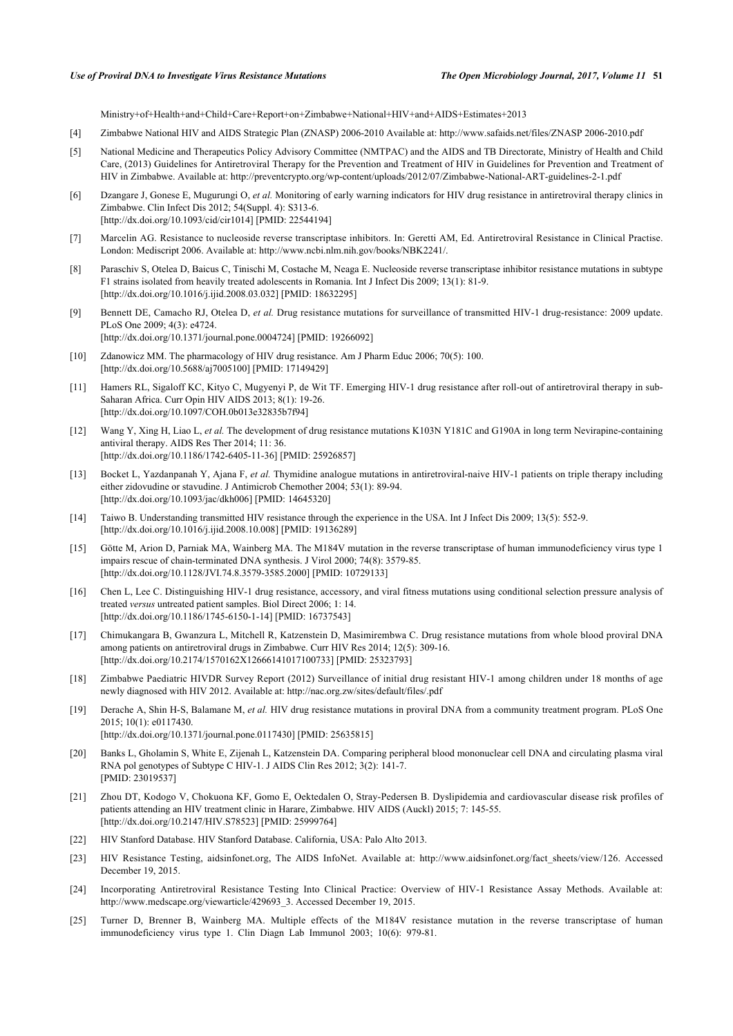Ministry+of+Health+and+Child+Care+Report+on+Zimbabwe+National+HIV+and+AIDS+Estimates+2013

[4] Zimbabwe National HIV and AIDS Strategic Plan (ZNASP) 2006-2010 Available at: http://www.safaids.net/files/ZNASP 2006-2010.pdf

[5] National Medicine and Therapeutics Policy Advisory Committee (NMTPAC) and the AIDS and TB Directorate, Ministry of Health and Child Care, (2013) Guidelines for Antiretroviral Therapy for the Prevention and Treatment of HIV in Guidelines for Prevention and Treatment of HIV in Zimbabwe. Available at: http://preventcrypto.org/wp-content/uploads/2012/07/Zimbabwe-National-ART-guidelines-2-1.pdf

[6] Dzangare J, Gonese E, Mugurungi O, *et al.* Monitoring of early warning indicators for HIV drug resistance in antiretroviral therapy clinics in Zimbabwe. Clin Infect Dis 2012; 54(Suppl. 4): S313-6.
[http://dx.doi.org/10.1093/cid/cir1014] [PMID: 22544194]

[7] Marcelin AG. Resistance to nucleoside reverse transcriptase inhibitors. In: Geretti AM, Ed. Antiretroviral Resistance in Clinical Practise. London: Mediscript 2006. Available at: http://www.ncbi.nlm.nih.gov/books/NBK2241/.

[8] Paraschiv S, Otelea D, Baicus C, Tinischi M, Costache M, Neaga E. Nucleoside reverse transcriptase inhibitor resistance mutations in subtype F1 strains isolated from heavily treated adolescents in Romania. Int J Infect Dis 2009; 13(1): 81-9.
[http://dx.doi.org/10.1016/j.ijid.2008.03.032] [PMID: 18632295]

[9] Bennett DE, Camacho RJ, Otelea D, *et al.* Drug resistance mutations for surveillance of transmitted HIV-1 drug-resistance: 2009 update. PLoS One 2009; 4(3): e4724.
[http://dx.doi.org/10.1371/journal.pone.0004724] [PMID: 19266092]

[10] Zdanowicz MM. The pharmacology of HIV drug resistance. Am J Pharm Educ 2006; 70(5): 100.
[http://dx.doi.org/10.5688/aj7005100] [PMID: 17149429]

[11] Hamers RL, Sigaloff KC, Kityo C, Mugyenyi P, de Wit TF. Emerging HIV-1 drug resistance after roll-out of antiretroviral therapy in sub-Saharan Africa. Curr Opin HIV AIDS 2013; 8(1): 19-26.
[http://dx.doi.org/10.1097/COH.0b013e32835b7f94]

[12] Wang Y, Xing H, Liao L, *et al.* The development of drug resistance mutations K103N Y181C and G190A in long term Nevirapine-containing antiviral therapy. AIDS Res Ther 2014; 11: 36.
[http://dx.doi.org/10.1186/1742-6405-11-36] [PMID: 25926857]

[13] Bocket L, Yazdanpanah Y, Ajana F, *et al.* Thymidine analogue mutations in antiretroviral-naive HIV-1 patients on triple therapy including either zidovudine or stavudine. J Antimicrob Chemother 2004; 53(1): 89-94.
[http://dx.doi.org/10.1093/jac/dkh006] [PMID: 14645320]

[14] Taiwo B. Understanding transmitted HIV resistance through the experience in the USA. Int J Infect Dis 2009; 13(5): 552-9.
[http://dx.doi.org/10.1016/j.ijid.2008.10.008] [PMID: 19136289]

[15] Götte M, Arion D, Parniak MA, Wainberg MA. The M184V mutation in the reverse transcriptase of human immunodeficiency virus type 1 impairs rescue of chain-terminated DNA synthesis. J Virol 2000; 74(8): 3579-85.
[http://dx.doi.org/10.1128/JVI.74.8.3579-3585.2000] [PMID: 10729133]

[16] Chen L, Lee C. Distinguishing HIV-1 drug resistance, accessory, and viral fitness mutations using conditional selection pressure analysis of treated *versus* untreated patient samples. Biol Direct 2006; 1: 14.
[http://dx.doi.org/10.1186/1745-6150-1-14] [PMID: 16737543]

[17] Chimukangara B, Gwanzura L, Mitchell R, Katzenstein D, Masimirembwa C. Drug resistance mutations from whole blood proviral DNA among patients on antiretroviral drugs in Zimbabwe. Curr HIV Res 2014; 12(5): 309-16.
[http://dx.doi.org/10.2174/1570162X12666141017100733] [PMID: 25323793]

[18] Zimbabwe Paediatric HIVDR Survey Report (2012) Surveillance of initial drug resistant HIV-1 among children under 18 months of age newly diagnosed with HIV 2012. Available at: http://nac.org.zw/sites/default/files/.pdf

[19] Derache A, Shin H-S, Balamane M, *et al.* HIV drug resistance mutations in proviral DNA from a community treatment program. PLoS One 2015; 10(1): e0117430.
[http://dx.doi.org/10.1371/journal.pone.0117430] [PMID: 25635815]

[20] Banks L, Gholamin S, White E, Zijenah L, Katzenstein DA. Comparing peripheral blood mononuclear cell DNA and circulating plasma viral RNA pol genotypes of Subtype C HIV-1. J AIDS Clin Res 2012; 3(2): 141-7.
[PMID: 23019537]

[21] Zhou DT, Kodogo V, Chokuona KF, Gomo E, Oektedalen O, Stray-Pedersen B. Dyslipidemia and cardiovascular disease risk profiles of patients attending an HIV treatment clinic in Harare, Zimbabwe. HIV AIDS (Auckl) 2015; 7: 145-55.
[http://dx.doi.org/10.2147/HIV.S78523] [PMID: 25999764]

[22] HIV Stanford Database. HIV Stanford Database. California, USA: Palo Alto 2013.

[23] HIV Resistance Testing, aidsinfonet.org, The AIDS InfoNet. Available at: http://www.aidsinfonet.org/fact_sheets/view/126. Accessed December 19, 2015.

[24] Incorporating Antiretroviral Resistance Testing Into Clinical Practice: Overview of HIV-1 Resistance Assay Methods. Available at: http://www.medscape.org/viewarticle/429693_3. Accessed December 19, 2015.

[25] Turner D, Brenner B, Wainberg MA. Multiple effects of the M184V resistance mutation in the reverse transcriptase of human immunodeficiency virus type 1. Clin Diagn Lab Immunol 2003; 10(6): 979-81.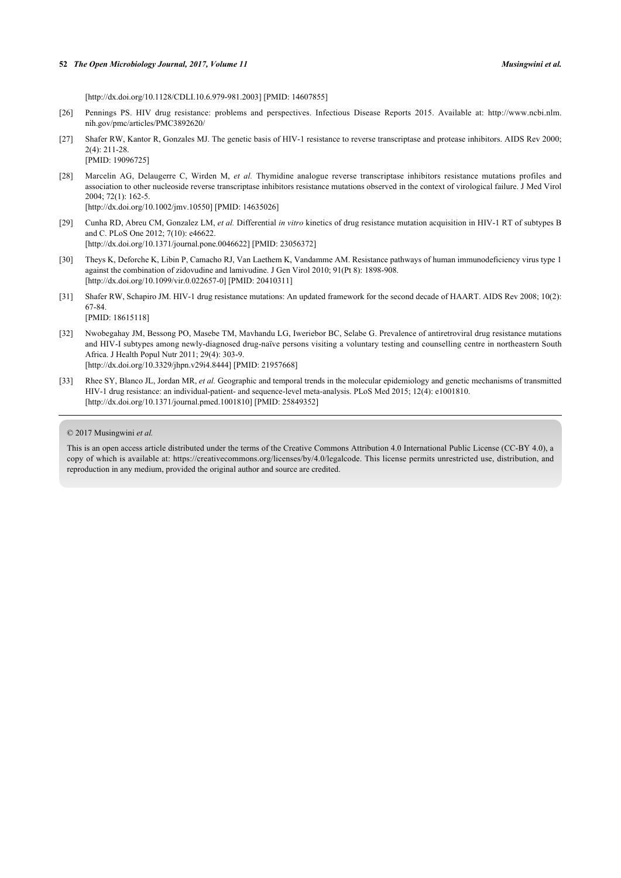[http://dx.doi.org/10.1128/CDLI.10.6.979-981.2003] [PMID: 14607855]

[26] Pennings PS. HIV drug resistance: problems and perspectives. Infectious Disease Reports 2015. Available at: http://www.ncbi.nlm.nih.gov/pmc/articles/PMC3892620/

[27] Shafer RW, Kantor R, Gonzales MJ. The genetic basis of HIV-1 resistance to reverse transcriptase and protease inhibitors. AIDS Rev 2000; 2(4): 211-28.
[PMID: 19096725]

[28] Marcelin AG, Delaugerre C, Wirden M, *et al.* Thymidine analogue reverse transcriptase inhibitors resistance mutations profiles and association to other nucleoside reverse transcriptase inhibitors resistance mutations observed in the context of virological failure. J Med Virol 2004; 72(1): 162-5.
[http://dx.doi.org/10.1002/jmv.10550] [PMID: 14635026]

[29] Cunha RD, Abreu CM, Gonzalez LM, *et al.* Differential *in vitro* kinetics of drug resistance mutation acquisition in HIV-1 RT of subtypes B and C. PLoS One 2012; 7(10): e46622.
[http://dx.doi.org/10.1371/journal.pone.0046622] [PMID: 23056372]

[30] Theys K, Deforche K, Libin P, Camacho RJ, Van Laethem K, Vandamme AM. Resistance pathways of human immunodeficiency virus type 1 against the combination of zidovudine and lamivudine. J Gen Virol 2010; 91(Pt 8): 1898-908.
[http://dx.doi.org/10.1099/vir.0.022657-0] [PMID: 20410311]

[31] Shafer RW, Schapiro JM. HIV-1 drug resistance mutations: An updated framework for the second decade of HAART. AIDS Rev 2008; 10(2): 67-84.
[PMID: 18615118]

[32] Nwobegahay JM, Bessong PO, Masebe TM, Mavhandu LG, Iweriebor BC, Selabe G. Prevalence of antiretroviral drug resistance mutations and HIV-I subtypes among newly-diagnosed drug-naïve persons visiting a voluntary testing and counselling centre in northeastern South Africa. J Health Popul Nutr 2011; 29(4): 303-9.
[http://dx.doi.org/10.3329/jhpn.v29i4.8444] [PMID: 21957668]

[33] Rhee SY, Blanco JL, Jordan MR, *et al.* Geographic and temporal trends in the molecular epidemiology and genetic mechanisms of transmitted HIV-1 drug resistance: an individual-patient- and sequence-level meta-analysis. PLoS Med 2015; 12(4): e1001810.
[http://dx.doi.org/10.1371/journal.pmed.1001810] [PMID: 25849352]

© 2017 Musingwini *et al.*

This is an open access article distributed under the terms of the Creative Commons Attribution 4.0 International Public License (CC-BY 4.0), a copy of which is available at: https://creativecommons.org/licenses/by/4.0/legalcode. This license permits unrestricted use, distribution, and reproduction in any medium, provided the original author and source are credited.